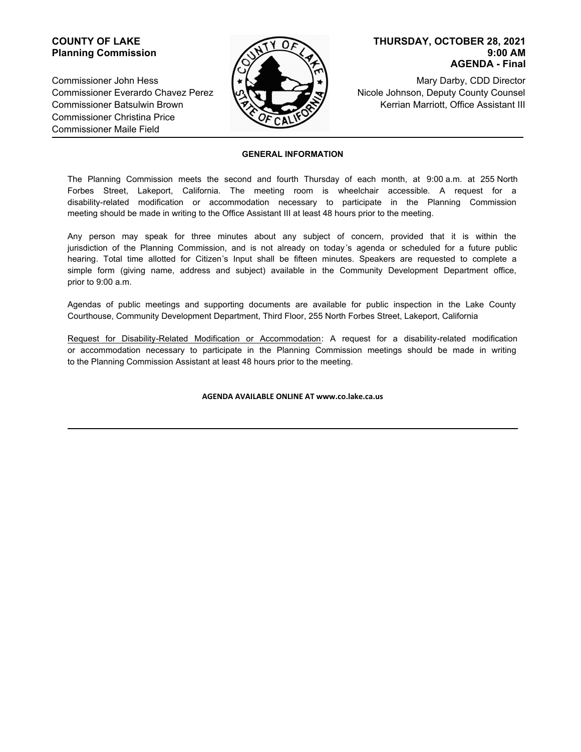**COUNTY OF LAKE**
**Planning Commission**

**THURSDAY, OCTOBER 28, 2021**
**9:00 AM**
**AGENDA - Final**

Commissioner John Hess
Commissioner Everardo Chavez Perez
Commissioner Batsulwin Brown
Commissioner Christina Price
Commissioner Maile Field

Mary Darby, CDD Director
Nicole Johnson, Deputy County Counsel
Kerrian Marriott, Office Assistant III

---

**GENERAL INFORMATION**

The Planning Commission meets the second and fourth Thursday of each month, at 9:00 a.m. at 255 North Forbes Street, Lakeport, California. The meeting room is wheelchair accessible. A request for a disability-related modification or accommodation necessary to participate in the Planning Commission meeting should be made in writing to the Office Assistant III at least 48 hours prior to the meeting.

Any person may speak for three minutes about any subject of concern, provided that it is within the jurisdiction of the Planning Commission, and is not already on today's agenda or scheduled for a future public hearing. Total time allotted for Citizen's Input shall be fifteen minutes. Speakers are requested to complete a simple form (giving name, address and subject) available in the Community Development Department office, prior to 9:00 a.m.

Agendas of public meetings and supporting documents are available for public inspection in the Lake County Courthouse, Community Development Department, Third Floor, 255 North Forbes Street, Lakeport, California

Request for Disability-Related Modification or Accommodation: A request for a disability-related modification or accommodation necessary to participate in the Planning Commission meetings should be made in writing to the Planning Commission Assistant at least 48 hours prior to the meeting.

**AGENDA AVAILABLE ONLINE AT www.co.lake.ca.us**

---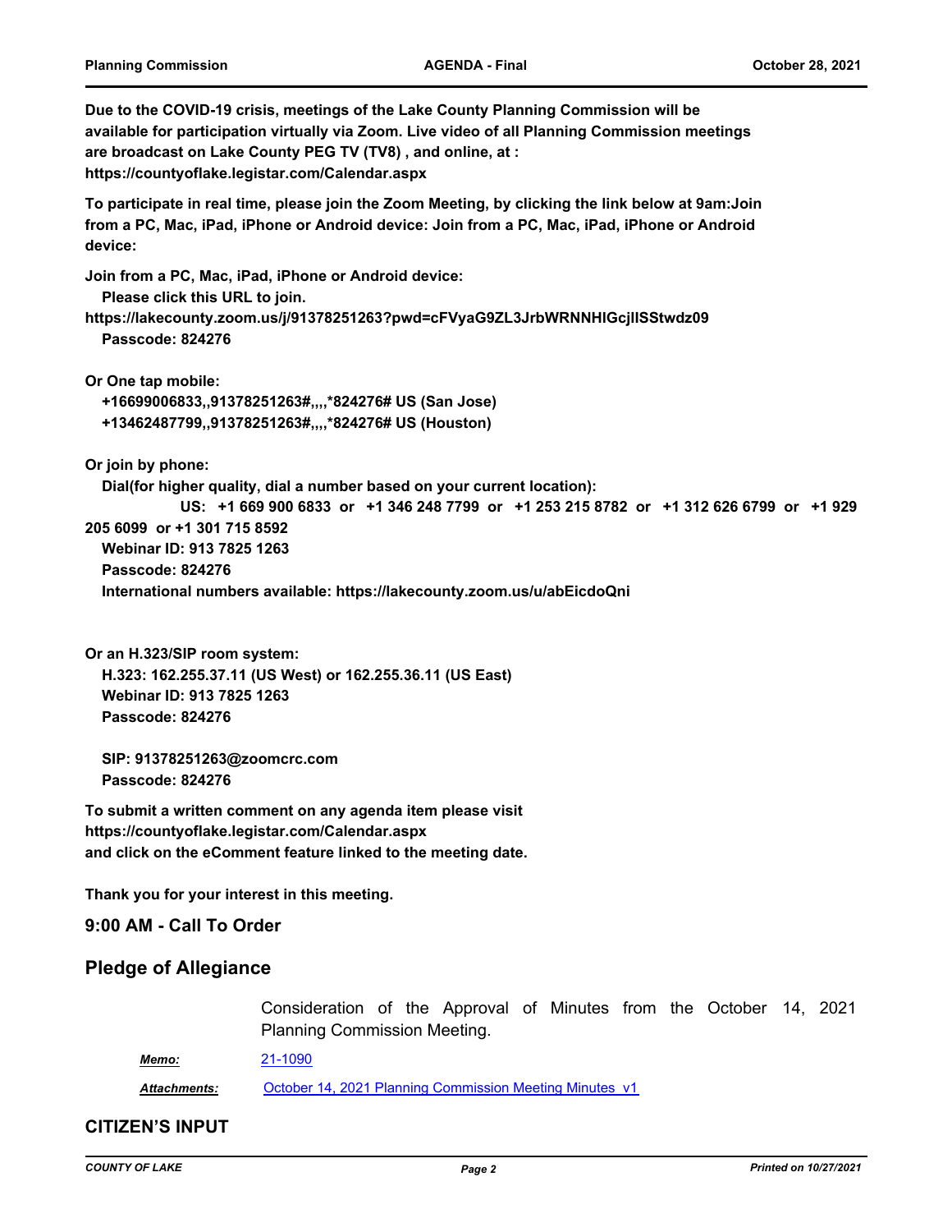**Due to the COVID-19 crisis, meetings of the Lake County Planning Commission will be available for participation virtually via Zoom. Live video of all Planning Commission meetings are broadcast on Lake County PEG TV (TV8) , and online, at : https://countyoflake.legistar.com/Calendar.aspx**

**To participate in real time, please join the Zoom Meeting, by clicking the link below at 9am:Join from a PC, Mac, iPad, iPhone or Android device: Join from a PC, Mac, iPad, iPhone or Android device:**

**Join from a PC, Mac, iPad, iPhone or Android device:**
**Please click this URL to join.**
**https://lakecounty.zoom.us/j/91378251263?pwd=cFVyaG9ZL3JrbWRNNHlGcjlISStwdz09**
**Passcode: 824276**

**Or One tap mobile:**
**+16699006833,,91378251263#,,,,*824276# US (San Jose)**
**+13462487799,,91378251263#,,,,*824276# US (Houston)**

**Or join by phone:**
**Dial(for higher quality, dial a number based on your current location):**
**US: +1 669 900 6833 or +1 346 248 7799 or +1 253 215 8782 or +1 312 626 6799 or +1 929 205 6099 or +1 301 715 8592**
**Webinar ID: 913 7825 1263**
**Passcode: 824276**
**International numbers available: https://lakecounty.zoom.us/u/abEicdoQni**

**Or an H.323/SIP room system:**
**H.323: 162.255.37.11 (US West) or 162.255.36.11 (US East)**
**Webinar ID: 913 7825 1263**
**Passcode: 824276**

**SIP: 91378251263@zoomcrc.com**
**Passcode: 824276**

**To submit a written comment on any agenda item please visit https://countyoflake.legistar.com/Calendar.aspx and click on the eComment feature linked to the meeting date.**

**Thank you for your interest in this meeting.**

## 9:00 AM - Call To Order

## Pledge of Allegiance

Consideration of the Approval of Minutes from the October 14, 2021 Planning Commission Meeting.

***Memo:*** 21-1090

***Attachments:*** October 14, 2021 Planning Commission Meeting Minutes_v1

## CITIZEN'S INPUT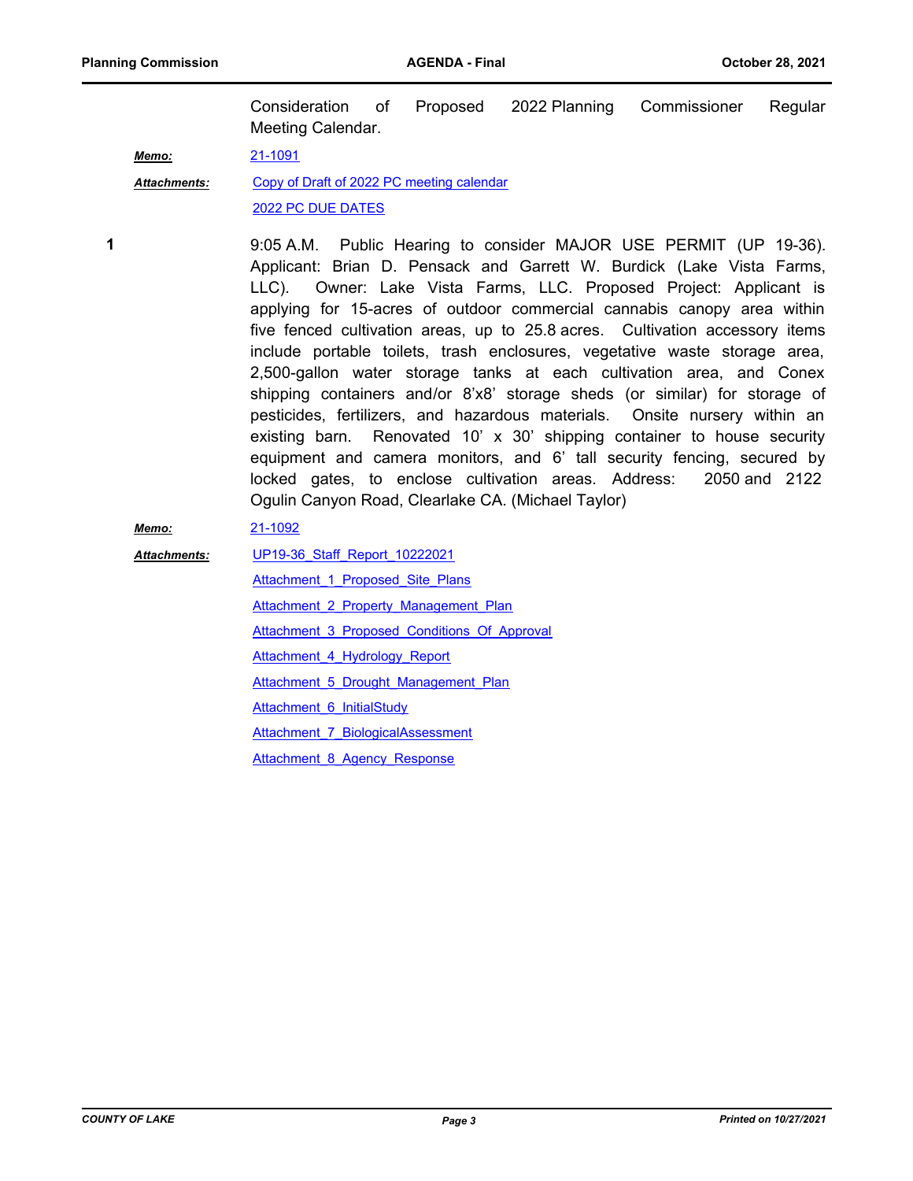Consideration of Proposed 2022 Planning Commissioner Regular Meeting Calendar.

***Memo:*** 21-1091

***Attachments:*** Copy of Draft of 2022 PC meeting calendar

2022 PC DUE DATES

**1** 9:05 A.M. Public Hearing to consider MAJOR USE PERMIT (UP 19-36). Applicant: Brian D. Pensack and Garrett W. Burdick (Lake Vista Farms, LLC). Owner: Lake Vista Farms, LLC. Proposed Project: Applicant is applying for 15-acres of outdoor commercial cannabis canopy area within five fenced cultivation areas, up to 25.8 acres. Cultivation accessory items include portable toilets, trash enclosures, vegetative waste storage area, 2,500-gallon water storage tanks at each cultivation area, and Conex shipping containers and/or 8'x8' storage sheds (or similar) for storage of pesticides, fertilizers, and hazardous materials. Onsite nursery within an existing barn. Renovated 10' x 30' shipping container to house security equipment and camera monitors, and 6' tall security fencing, secured by locked gates, to enclose cultivation areas. Address: 2050 and 2122 Ogulin Canyon Road, Clearlake CA. (Michael Taylor)

***Memo:*** 21-1092

***Attachments:*** UP19-36_Staff_Report_10222021

Attachment_1_Proposed_Site_Plans

Attachment_2_Property_Management_Plan

Attachment_3_Proposed_Conditions_Of_Approval

Attachment_4_Hydrology_Report

Attachment_5_Drought_Management_Plan

Attachment_6_InitialStudy

Attachment_7_BiologicalAssessment

Attachment_8_Agency_Response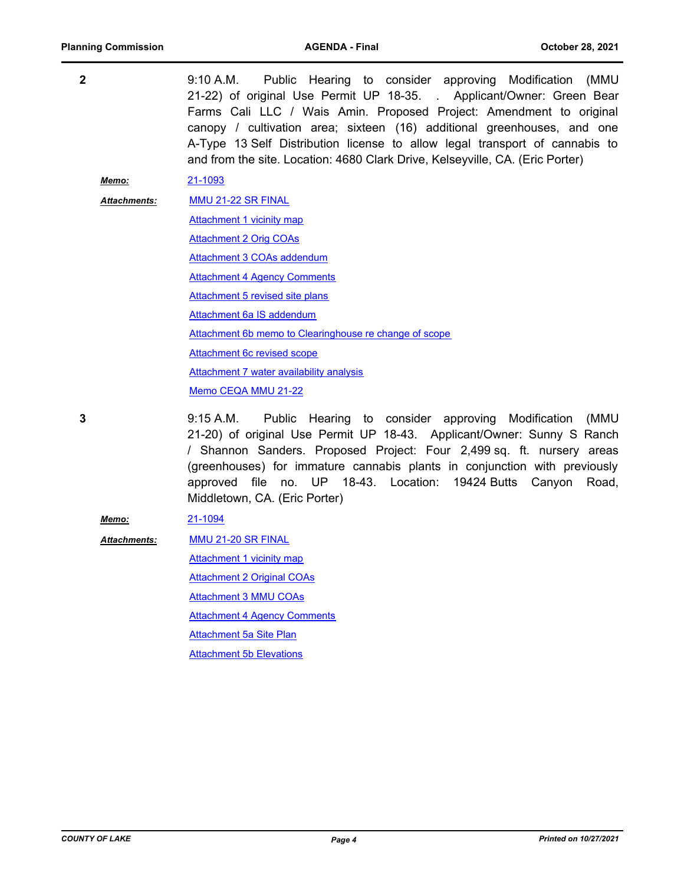**2**

9:10 A.M. Public Hearing to consider approving Modification (MMU 21-22) of original Use Permit UP 18-35. . Applicant/Owner: Green Bear Farms Cali LLC / Wais Amin. Proposed Project: Amendment to original canopy / cultivation area; sixteen (16) additional greenhouses, and one A-Type 13 Self Distribution license to allow legal transport of cannabis to and from the site. Location: 4680 Clark Drive, Kelseyville, CA. (Eric Porter)

***Memo:*** 21-1093

***Attachments:***

- MMU 21-22 SR FINAL
- Attachment 1 vicinity map
- Attachment 2 Orig COAs
- Attachment 3 COAs addendum
- Attachment 4 Agency Comments
- Attachment 5 revised site plans
- Attachment 6a IS addendum
- Attachment 6b memo to Clearinghouse re change of scope
- Attachment 6c revised scope
- Attachment 7 water availability analysis
- Memo CEQA MMU 21-22

**3**

9:15 A.M. Public Hearing to consider approving Modification (MMU 21-20) of original Use Permit UP 18-43. Applicant/Owner: Sunny S Ranch / Shannon Sanders. Proposed Project: Four 2,499 sq. ft. nursery areas (greenhouses) for immature cannabis plants in conjunction with previously approved file no. UP 18-43. Location: 19424 Butts Canyon Road, Middletown, CA. (Eric Porter)

***Memo:*** 21-1094

***Attachments:***

- MMU 21-20 SR FINAL
- Attachment 1 vicinity map
- Attachment 2 Original COAs
- Attachment 3 MMU COAs
- Attachment 4 Agency Comments
- Attachment 5a Site Plan
- Attachment 5b Elevations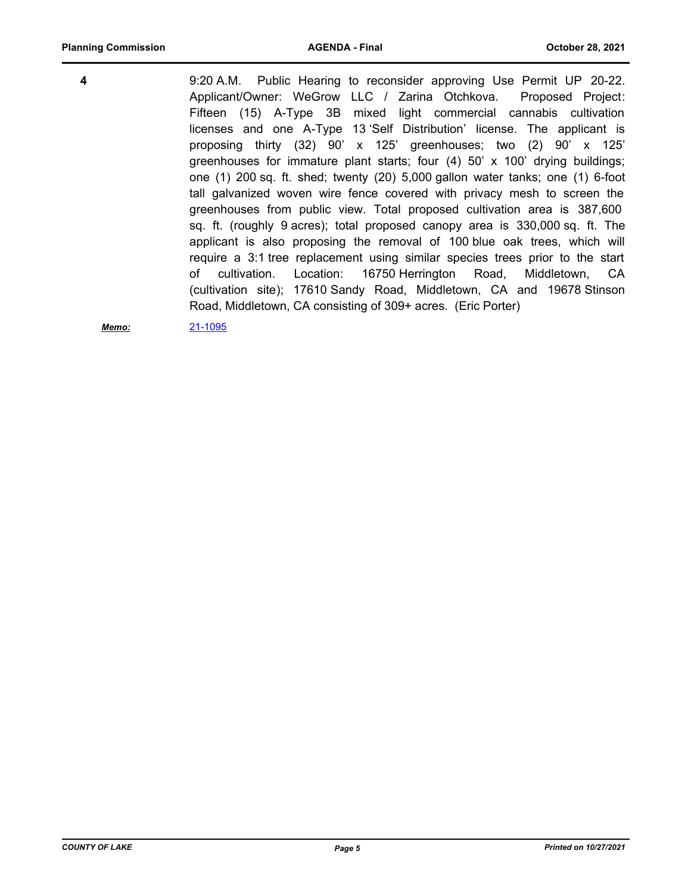**4**

9:20 A.M. Public Hearing to reconsider approving Use Permit UP 20-22. Applicant/Owner: WeGrow LLC / Zarina Otchkova. Proposed Project: Fifteen (15) A-Type 3B mixed light commercial cannabis cultivation licenses and one A-Type 13 'Self Distribution' license. The applicant is proposing thirty (32) 90' x 125' greenhouses; two (2) 90' x 125' greenhouses for immature plant starts; four (4) 50' x 100' drying buildings; one (1) 200 sq. ft. shed; twenty (20) 5,000 gallon water tanks; one (1) 6-foot tall galvanized woven wire fence covered with privacy mesh to screen the greenhouses from public view. Total proposed cultivation area is 387,600 sq. ft. (roughly 9 acres); total proposed canopy area is 330,000 sq. ft. The applicant is also proposing the removal of 100 blue oak trees, which will require a 3:1 tree replacement using similar species trees prior to the start of cultivation. Location: 16750 Herrington Road, Middletown, CA (cultivation site); 17610 Sandy Road, Middletown, CA and 19678 Stinson Road, Middletown, CA consisting of 309+ acres. (Eric Porter)

***Memo:*** 21-1095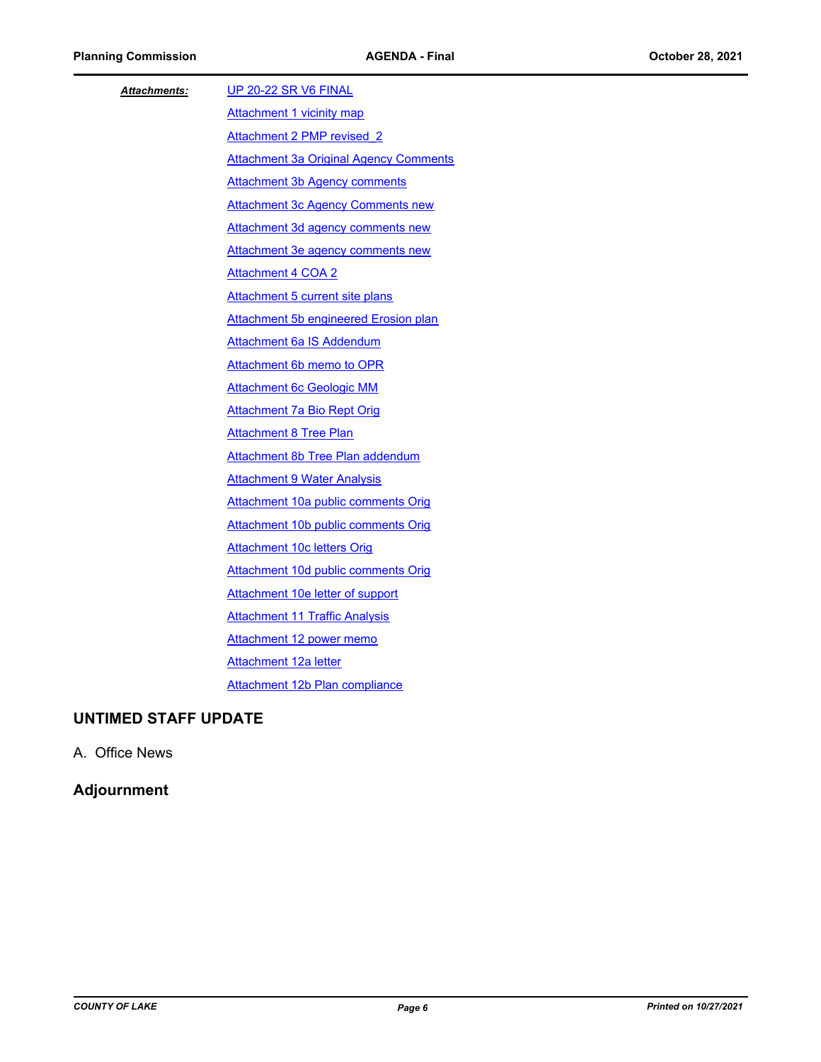***Attachments:*** UP 20-22 SR V6 FINAL

Attachment 1 vicinity map

Attachment 2 PMP revised 2

Attachment 3a Original Agency Comments

Attachment 3b Agency comments

Attachment 3c Agency Comments new

Attachment 3d agency comments new

Attachment 3e agency comments new

Attachment 4 COA 2

Attachment 5 current site plans

Attachment 5b engineered Erosion plan

Attachment 6a IS Addendum

Attachment 6b memo to OPR

Attachment 6c Geologic MM

Attachment 7a Bio Rept Orig

Attachment 8 Tree Plan

Attachment 8b Tree Plan addendum

Attachment 9 Water Analysis

Attachment 10a public comments Orig

Attachment 10b public comments Orig

Attachment 10c letters Orig

Attachment 10d public comments Orig

Attachment 10e letter of support

Attachment 11 Traffic Analysis

Attachment 12 power memo

Attachment 12a letter

Attachment 12b Plan compliance

## UNTIMED STAFF UPDATE

A. Office News

## Adjournment